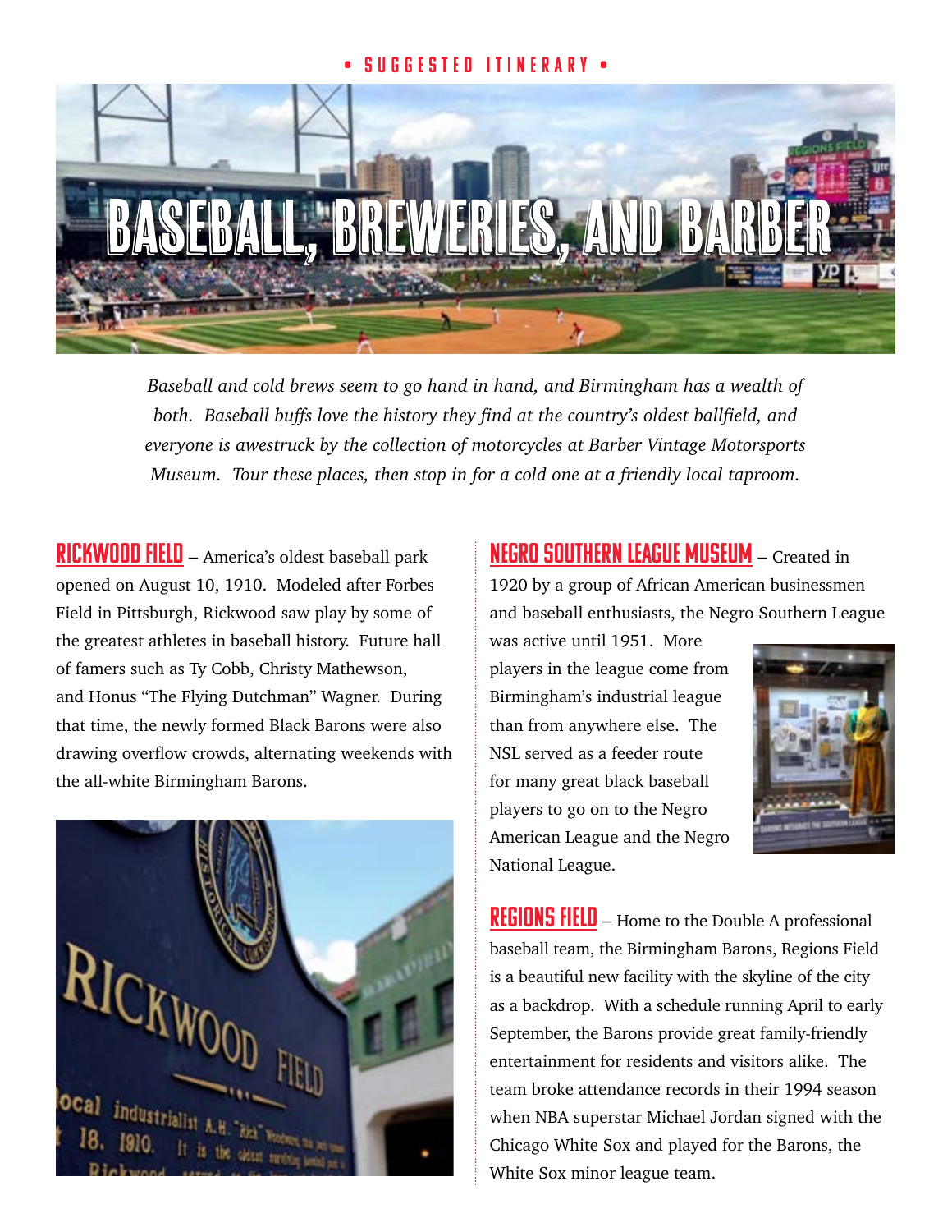• SUGGESTED ITINERARY •

# BASEBALL, BREWERIES, AND BARBER

*Baseball and cold brews seem to go hand in hand, and Birmingham has a wealth of both. Baseball buffs love the history they find at the country's oldest ballfield, and everyone is awestruck by the collection of motorcycles at Barber Vintage Motorsports Museum. Tour these places, then stop in for a cold one at a friendly local taproom.*

**RICKWOOD FIELD** – America's oldest baseball park opened on August 10, 1910. Modeled after Forbes Field in Pittsburgh, Rickwood saw play by some of the greatest athletes in baseball history. Future hall of famers such as Ty Cobb, Christy Mathewson, and Honus "The Flying Dutchman" Wagner. During that time, the newly formed Black Barons were also drawing overflow crowds, alternating weekends with the all-white Birmingham Barons.

**NEGRO SOUTHERN LEAGUE MUSEUM** – Created in 1920 by a group of African American businessmen and baseball enthusiasts, the Negro Southern League was active until 1951. More players in the league come from Birmingham's industrial league than from anywhere else. The NSL served as a feeder route for many great black baseball players to go on to the Negro American League and the Negro National League.

**REGIONS FIELD** – Home to the Double A professional baseball team, the Birmingham Barons, Regions Field is a beautiful new facility with the skyline of the city as a backdrop. With a schedule running April to early September, the Barons provide great family-friendly entertainment for residents and visitors alike. The team broke attendance records in their 1994 season when NBA superstar Michael Jordan signed with the Chicago White Sox and played for the Barons, the White Sox minor league team.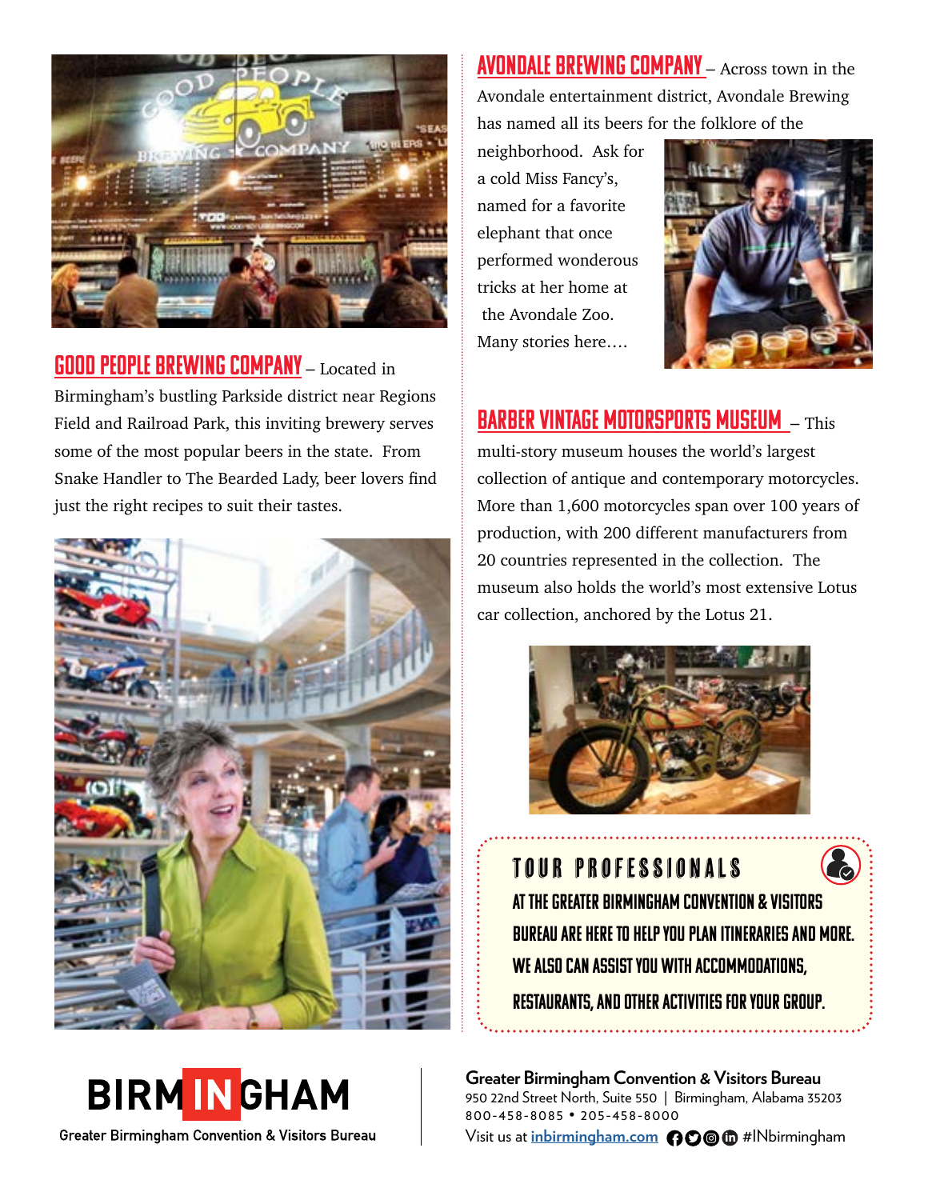**GOOD PEOPLE BREWING COMPANY** – Located in Birmingham's bustling Parkside district near Regions Field and Railroad Park, this inviting brewery serves some of the most popular beers in the state. From Snake Handler to The Bearded Lady, beer lovers find just the right recipes to suit their tastes.

**AVONDALE BREWING COMPANY** – Across town in the Avondale entertainment district, Avondale Brewing has named all its beers for the folklore of the neighborhood. Ask for a cold Miss Fancy's, named for a favorite elephant that once performed wonderous tricks at her home at the Avondale Zoo. Many stories here….

**BARBER VINTAGE MOTORSPORTS MUSEUM** – This multi-story museum houses the world's largest collection of antique and contemporary motorcycles. More than 1,600 motorcycles span over 100 years of production, with 200 different manufacturers from 20 countries represented in the collection. The museum also holds the world's most extensive Lotus car collection, anchored by the Lotus 21.

## TOUR PROFESSIONALS

AT THE GREATER BIRMINGHAM CONVENTION & VISITORS BUREAU ARE HERE TO HELP YOU PLAN ITINERARIES AND MORE. WE ALSO CAN ASSIST YOU WITH ACCOMMODATIONS, RESTAURANTS, AND OTHER ACTIVITIES FOR YOUR GROUP.

BIRMINGHAM
Greater Birmingham Convention & Visitors Bureau

**Greater Birmingham Convention & Visitors Bureau**
950 22nd Street North, Suite 550 | Birmingham, Alabama 35203
800-458-8085 • 205-458-8000
Visit us at inbirmingham.com #INbirmingham